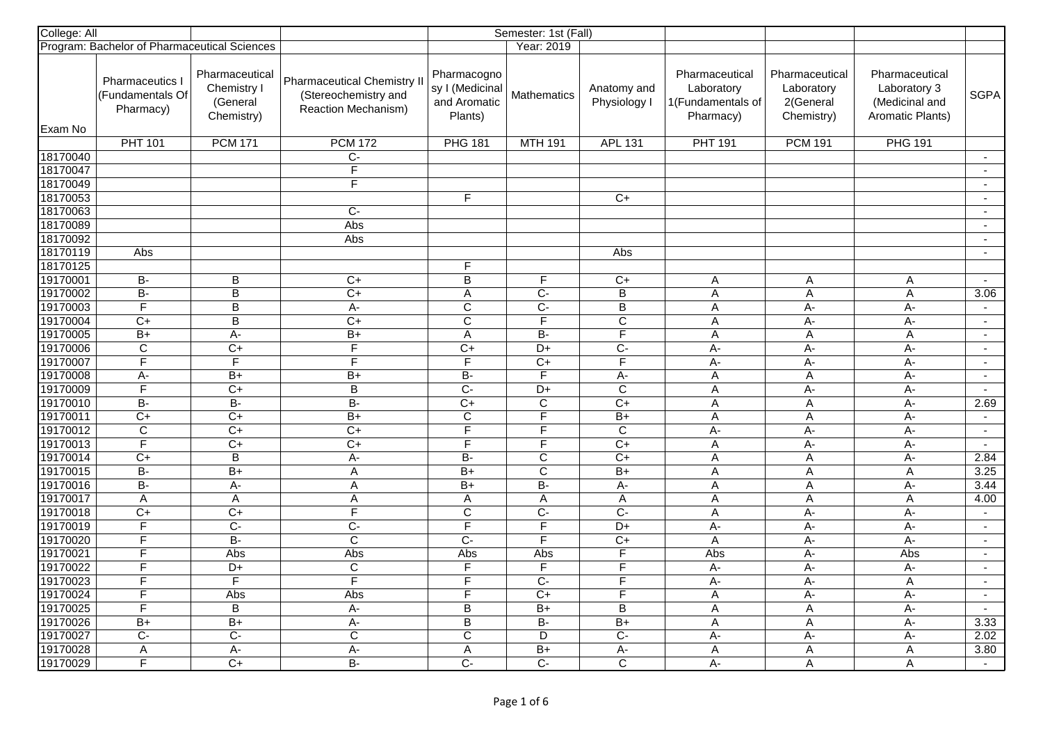| College: All | | | | Semester: 1st (Fall) | | | | | | |
|---|---|---|---|---|---|---|---|---|---|---|
| Program: Bachelor of Pharmaceutical Sciences | | | | Year: 2019 | | | | | | |
| Exam No | Pharmaceutics I (Fundamentals Of Pharmacy) | Pharmaceutical Chemistry I (General Chemistry) | Pharmaceutical Chemistry II (Stereochemistry and Reaction Mechanism) | Pharmacognosy I (Medicinal and Aromatic Plants) | Mathematics | Anatomy and Physiology I | Pharmaceutical Laboratory 1(Fundamentals of Pharmacy) | Pharmaceutical Laboratory 2(General Chemistry) | Pharmaceutical Laboratory 3 (Medicinal and Aromatic Plants) | SGPA |
| | PHT 101 | PCM 171 | PCM 172 | PHG 181 | MTH 191 | APL 131 | PHT 191 | PCM 191 | PHG 191 | |
| 18170040 | | | C- | | | | | | | - |
| 18170047 | | | F | | | | | | | - |
| 18170049 | | | F | | | | | | | - |
| 18170053 | | | | F | | C+ | | | | - |
| 18170063 | | | C- | | | | | | | - |
| 18170089 | | | Abs | | | | | | | - |
| 18170092 | | | Abs | | | | | | | - |
| 18170119 | Abs | | | | | Abs | | | | - |
| 18170125 | | | | F | | | | | | |
| 19170001 | B- | B | C+ | B | F | C+ | A | A | A | - |
| 19170002 | B- | B | C+ | A | C- | B | A | A | A | 3.06 |
| 19170003 | F | B | A- | C | C- | B | A | A- | A- | - |
| 19170004 | C+ | B | C+ | C | F | C | A | A- | A- | - |
| 19170005 | B+ | A- | B+ | A | B- | F | A | A | A | - |
| 19170006 | C | C+ | F | C+ | D+ | C- | A- | A- | A- | - |
| 19170007 | F | F | F | F | C+ | F | A- | A- | A- | - |
| 19170008 | A- | B+ | B+ | B- | F | A- | A | A | A- | - |
| 19170009 | F | C+ | B | C- | D+ | C | A | A- | A- | - |
| 19170010 | B- | B- | B- | C+ | C | C+ | A | A | A- | 2.69 |
| 19170011 | C+ | C+ | B+ | C | F | B+ | A | A | A- | - |
| 19170012 | C | C+ | C+ | F | F | C | A- | A- | A- | - |
| 19170013 | F | C+ | C+ | F | F | C+ | A | A- | A- | - |
| 19170014 | C+ | B | A- | B- | C | C+ | A | A | A- | 2.84 |
| 19170015 | B- | B+ | A | B+ | C | B+ | A | A | A | 3.25 |
| 19170016 | B- | A- | A | B+ | B- | A- | A | A | A- | 3.44 |
| 19170017 | A | A | A | A | A | A | A | A | A | 4.00 |
| 19170018 | C+ | C+ | F | C | C- | C- | A | A- | A- | - |
| 19170019 | F | C- | C- | F | F | D+ | A- | A- | A- | - |
| 19170020 | F | B- | C | C- | F | C+ | A | A- | A- | - |
| 19170021 | F | Abs | Abs | Abs | Abs | F | Abs | A- | Abs | - |
| 19170022 | F | D+ | C | F | F | F | A- | A- | A- | - |
| 19170023 | F | F | F | F | C- | F | A- | A- | A | - |
| 19170024 | F | Abs | Abs | F | C+ | F | A | A- | A- | - |
| 19170025 | F | B | A- | B | B+ | B | A | A | A- | - |
| 19170026 | B+ | B+ | A- | B | B- | B+ | A | A | A- | 3.33 |
| 19170027 | C- | C- | C | C | D | C- | A- | A- | A- | 2.02 |
| 19170028 | A | A- | A- | A | B+ | A- | A | A | A | 3.80 |
| 19170029 | F | C+ | B- | C- | C- | C | A- | A | A | - |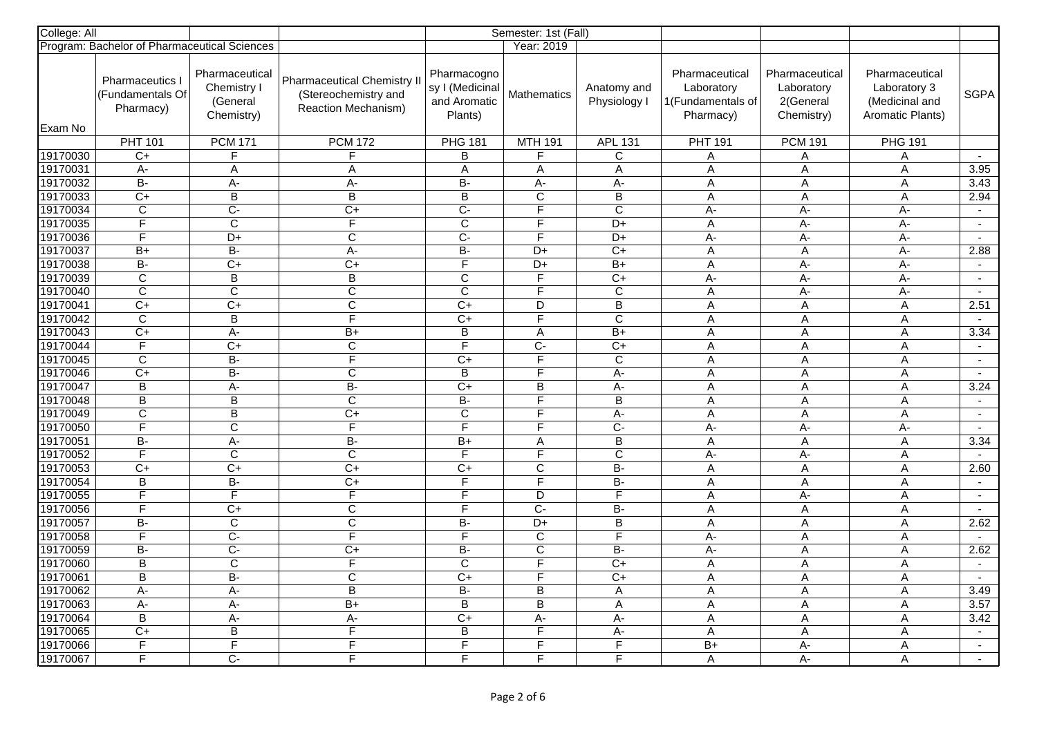| College: All | | | | Semester: 1st (Fall) | | | | | | |
|---|---|---|---|---|---|---|---|---|---|---|
| Program: Bachelor of Pharmaceutical Sciences | | | | Year: 2019 | | | | | | |
| Exam No | Pharmaceutics I (Fundamentals Of Pharmacy) | Pharmaceutical Chemistry I (General Chemistry) | Pharmaceutical Chemistry II (Stereochemistry and Reaction Mechanism) | Pharmacognosy I (Medicinal and Aromatic Plants) | Mathematics | Anatomy and Physiology I | Pharmaceutical Laboratory 1(Fundamentals of Pharmacy) | Pharmaceutical Laboratory 2(General Chemistry) | Pharmaceutical Laboratory 3 (Medicinal and Aromatic Plants) | SGPA |
| | PHT 101 | PCM 171 | PCM 172 | PHG 181 | MTH 191 | APL 131 | PHT 191 | PCM 191 | PHG 191 | |
| 19170030 | C+ | F | F | B | F | C | A | A | A | - |
| 19170031 | A- | A | A | A | A | A | A | A | A | 3.95 |
| 19170032 | B- | A- | A- | B- | A- | A- | A | A | A | 3.43 |
| 19170033 | C+ | B | B | B | C | B | A | A | A | 2.94 |
| 19170034 | C | C- | C+ | C- | F | C | A- | A- | A- | - |
| 19170035 | F | C | F | C | F | D+ | A | A- | A- | - |
| 19170036 | F | D+ | C | C- | F | D+ | A- | A- | A- | - |
| 19170037 | B+ | B- | A- | B- | D+ | C+ | A | A | A- | 2.88 |
| 19170038 | B- | C+ | C+ | F | D+ | B+ | A | A- | A- | - |
| 19170039 | C | B | B | C | F | C+ | A- | A- | A- | - |
| 19170040 | C | C | C | C | F | C | A | A- | A- | - |
| 19170041 | C+ | C+ | C | C+ | D | B | A | A | A | 2.51 |
| 19170042 | C | B | F | C+ | F | C | A | A | A | - |
| 19170043 | C+ | A- | B+ | B | A | B+ | A | A | A | 3.34 |
| 19170044 | F | C+ | C | F | C- | C+ | A | A | A | - |
| 19170045 | C | B- | F | C+ | F | C | A | A | A | - |
| 19170046 | C+ | B- | C | B | F | A- | A | A | A | - |
| 19170047 | B | A- | B- | C+ | B | A- | A | A | A | 3.24 |
| 19170048 | B | B | C | B- | F | B | A | A | A | - |
| 19170049 | C | B | C+ | C | F | A- | A | A | A | - |
| 19170050 | F | C | F | F | F | C- | A- | A- | A- | - |
| 19170051 | B- | A- | B- | B+ | A | B | A | A | A | 3.34 |
| 19170052 | F | C | C | F | F | C | A- | A- | A | - |
| 19170053 | C+ | C+ | C+ | C+ | C | B- | A | A | A | 2.60 |
| 19170054 | B | B- | C+ | F | F | B- | A | A | A | - |
| 19170055 | F | F | F | F | D | F | A | A- | A | - |
| 19170056 | F | C+ | C | F | C- | B- | A | A | A | - |
| 19170057 | B- | C | C | B- | D+ | B | A | A | A | 2.62 |
| 19170058 | F | C- | F | F | C | F | A- | A | A | - |
| 19170059 | B- | C- | C+ | B- | C | B- | A- | A | A | 2.62 |
| 19170060 | B | C | F | C | F | C+ | A | A | A | - |
| 19170061 | B | B- | C | C+ | F | C+ | A | A | A | - |
| 19170062 | A- | A- | B | B- | B | A | A | A | A | 3.49 |
| 19170063 | A- | A- | B+ | B | B | A | A | A | A | 3.57 |
| 19170064 | B | A- | A- | C+ | A- | A- | A | A | A | 3.42 |
| 19170065 | C+ | B | F | B | F | A- | A | A | A | - |
| 19170066 | F | F | F | F | F | F | B+ | A- | A | - |
| 19170067 | F | C- | F | F | F | F | A | A- | A | - |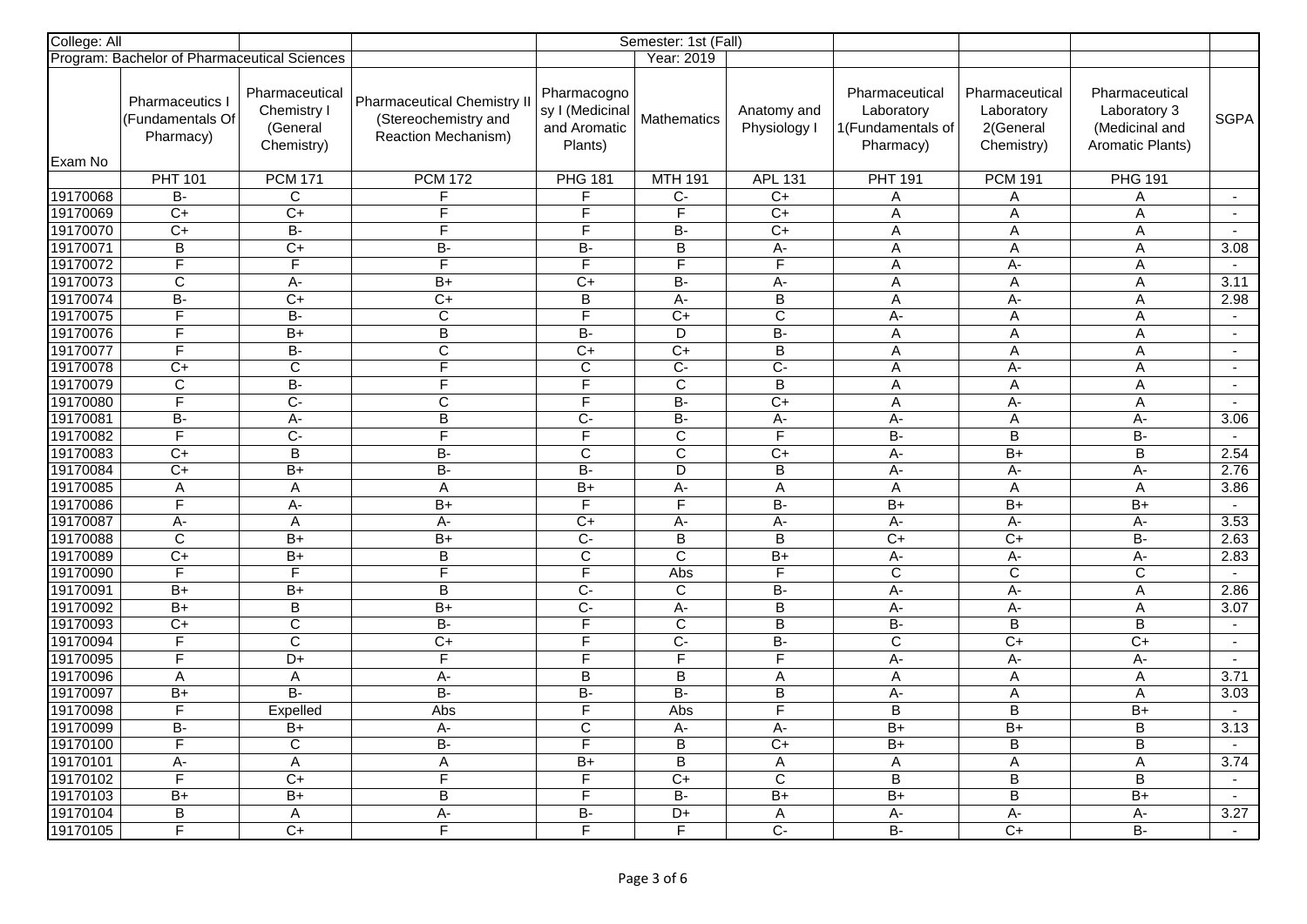| College: All | | | | Semester: 1st (Fall) | | | | | | |
|---|---|---|---|---|---|---|---|---|---|---|
| Program: Bachelor of Pharmaceutical Sciences | | | | Year: 2019 | | | | | | |
| Exam No | Pharmaceutics I (Fundamentals Of Pharmacy) | Pharmaceutical Chemistry I (General Chemistry) | Pharmaceutical Chemistry II (Stereochemistry and Reaction Mechanism) | Pharmacognosy I (Medicinal and Aromatic Plants) | Mathematics | Anatomy and Physiology I | Pharmaceutical Laboratory 1(Fundamentals of Pharmacy) | Pharmaceutical Laboratory 2(General Chemistry) | Pharmaceutical Laboratory 3 (Medicinal and Aromatic Plants) | SGPA |
| | PHT 101 | PCM 171 | PCM 172 | PHG 181 | MTH 191 | APL 131 | PHT 191 | PCM 191 | PHG 191 | |
| 19170068 | B- | C | F | F | C- | C+ | A | A | A | - |
| 19170069 | C+ | C+ | F | F | F | C+ | A | A | A | - |
| 19170070 | C+ | B- | F | F | B- | C+ | A | A | A | - |
| 19170071 | B | C+ | B- | B- | B | A- | A | A | A | 3.08 |
| 19170072 | F | F | F | F | F | F | A | A- | A | - |
| 19170073 | C | A- | B+ | C+ | B- | A- | A | A | A | 3.11 |
| 19170074 | B- | C+ | C+ | B | A- | B | A | A- | A | 2.98 |
| 19170075 | F | B- | C | F | C+ | C | A- | A | A | - |
| 19170076 | F | B+ | B | B- | D | B- | A | A | A | - |
| 19170077 | F | B- | C | C+ | C+ | B | A | A | A | - |
| 19170078 | C+ | C | F | C | C- | C- | A | A- | A | - |
| 19170079 | C | B- | F | F | C | B | A | A | A | - |
| 19170080 | F | C- | C | F | B- | C+ | A | A- | A | - |
| 19170081 | B- | A- | B | C- | B- | A- | A- | A | A- | 3.06 |
| 19170082 | F | C- | F | F | C | F | B- | B | B- | - |
| 19170083 | C+ | B | B- | C | C | C+ | A- | B+ | B | 2.54 |
| 19170084 | C+ | B+ | B- | B- | D | B | A- | A- | A- | 2.76 |
| 19170085 | A | A | A | B+ | A- | A | A | A | A | 3.86 |
| 19170086 | F | A- | B+ | F | F | B- | B+ | B+ | B+ | - |
| 19170087 | A- | A | A- | C+ | A- | A- | A- | A- | A- | 3.53 |
| 19170088 | C | B+ | B+ | C- | B | B | C+ | C+ | B- | 2.63 |
| 19170089 | C+ | B+ | B | C | C | B+ | A- | A- | A- | 2.83 |
| 19170090 | F | F | F | F | Abs | F | C | C | C | - |
| 19170091 | B+ | B+ | B | C- | C | B- | A- | A- | A | 2.86 |
| 19170092 | B+ | B | B+ | C- | A- | B | A- | A- | A | 3.07 |
| 19170093 | C+ | C | B- | F | C | B | B- | B | B | - |
| 19170094 | F | C | C+ | F | C- | B- | C | C+ | C+ | - |
| 19170095 | F | D+ | F | F | F | F | A- | A- | A- | - |
| 19170096 | A | A | A- | B | B | A | A | A | A | 3.71 |
| 19170097 | B+ | B- | B- | B- | B- | B | A- | A | A | 3.03 |
| 19170098 | F | Expelled | Abs | F | Abs | F | B | B | B+ | - |
| 19170099 | B- | B+ | A- | C | A- | A- | B+ | B+ | B | 3.13 |
| 19170100 | F | C | B- | F | B | C+ | B+ | B | B | - |
| 19170101 | A- | A | A | B+ | B | A | A | A | A | 3.74 |
| 19170102 | F | C+ | F | F | C+ | C | B | B | B | - |
| 19170103 | B+ | B+ | B | F | B- | B+ | B+ | B | B+ | - |
| 19170104 | B | A | A- | B- | D+ | A | A- | A- | A- | 3.27 |
| 19170105 | F | C+ | F | F | F | C- | B- | C+ | B- | - |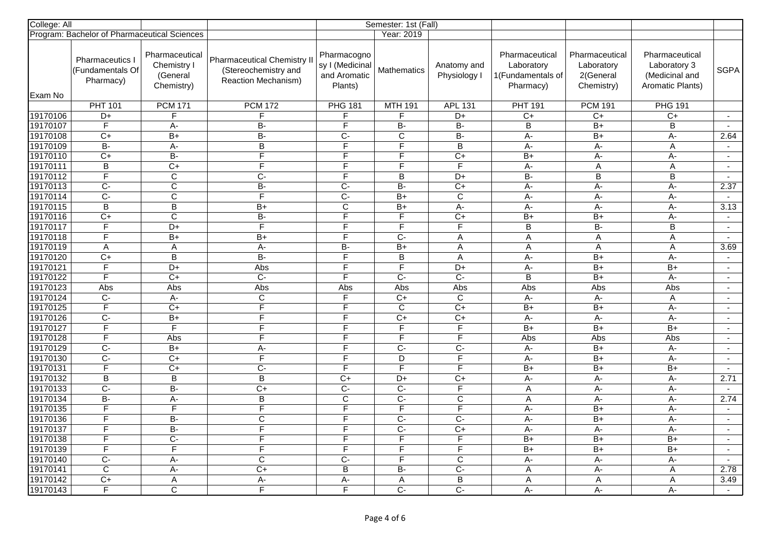| College: All | | | | Semester: 1st (Fall) | | | | | | |
|---|---|---|---|---|---|---|---|---|---|---|
| Program: Bachelor of Pharmaceutical Sciences | | | | Year: 2019 | | | | | | |
| Exam No | Pharmaceutics I (Fundamentals Of Pharmacy) | Pharmaceutical Chemistry I (General Chemistry) | Pharmaceutical Chemistry II (Stereochemistry and Reaction Mechanism) | Pharmacognosy I (Medicinal and Aromatic Plants) | Mathematics | Anatomy and Physiology I | Pharmaceutical Laboratory 1(Fundamentals of Pharmacy) | Pharmaceutical Laboratory 2(General Chemistry) | Pharmaceutical Laboratory 3 (Medicinal and Aromatic Plants) | SGPA |
| | PHT 101 | PCM 171 | PCM 172 | PHG 181 | MTH 191 | APL 131 | PHT 191 | PCM 191 | PHG 191 | |
| 19170106 | D+ | F | F | F | F | D+ | C+ | C+ | C+ | - |
| 19170107 | F | A- | B- | F | B- | B- | B | B+ | B | - |
| 19170108 | C+ | B+ | B- | C- | C | B- | A- | B+ | A- | 2.64 |
| 19170109 | B- | A- | B | F | F | B | A- | A- | A | - |
| 19170110 | C+ | B- | F | F | F | C+ | B+ | A- | A- | - |
| 19170111 | B | C+ | F | F | F | F | A- | A | A | - |
| 19170112 | F | C | C- | F | B | D+ | B- | B | B | - |
| 19170113 | C- | C | B- | C- | B- | C+ | A- | A- | A- | 2.37 |
| 19170114 | C- | C | F | C- | B+ | C | A- | A- | A- | - |
| 19170115 | B | B | B+ | C | B+ | A- | A- | A- | A- | 3.13 |
| 19170116 | C+ | C | B- | F | F | C+ | B+ | B+ | A- | - |
| 19170117 | F | D+ | F | F | F | F | B | B- | B | - |
| 19170118 | F | B+ | B+ | F | C- | A | A | A | A | - |
| 19170119 | A | A | A- | B- | B+ | A | A | A | A | 3.69 |
| 19170120 | C+ | B | B- | F | B | A | A- | B+ | A- | - |
| 19170121 | F | D+ | Abs | F | F | D+ | A- | B+ | B+ | - |
| 19170122 | F | C+ | C- | F | C- | C- | B | B+ | A- | - |
| 19170123 | Abs | Abs | Abs | Abs | Abs | Abs | Abs | Abs | Abs | - |
| 19170124 | C- | A- | C | F | C+ | C | A- | A- | A | - |
| 19170125 | F | C+ | F | F | C | C+ | B+ | B+ | A- | - |
| 19170126 | C- | B+ | F | F | C+ | C+ | A- | A- | A- | - |
| 19170127 | F | F | F | F | F | F | B+ | B+ | B+ | - |
| 19170128 | F | Abs | F | F | F | F | Abs | Abs | Abs | - |
| 19170129 | C- | B+ | A- | F | C- | C- | A- | B+ | A- | - |
| 19170130 | C- | C+ | F | F | D | F | A- | B+ | A- | - |
| 19170131 | F | C+ | C- | F | F | F | B+ | B+ | B+ | - |
| 19170132 | B | B | B | C+ | D+ | C+ | A- | A- | A- | 2.71 |
| 19170133 | C- | B- | C+ | C- | C- | F | A | A- | A- | - |
| 19170134 | B- | A- | B | C | C- | C | A | A- | A- | 2.74 |
| 19170135 | F | F | F | F | F | F | A- | B+ | A- | - |
| 19170136 | F | B- | C | F | C- | C- | A- | B+ | A- | - |
| 19170137 | F | B- | F | F | C- | C+ | A- | A- | A- | - |
| 19170138 | F | C- | F | F | F | F | B+ | B+ | B+ | - |
| 19170139 | F | F | F | F | F | F | B+ | B+ | B+ | - |
| 19170140 | C- | A- | C | C- | F | C | A- | A- | A- | - |
| 19170141 | C | A- | C+ | B | B- | C- | A | A- | A | 2.78 |
| 19170142 | C+ | A | A- | A- | A | B | A | A | A | 3.49 |
| 19170143 | F | C | F | F | C- | C- | A- | A- | A- | - |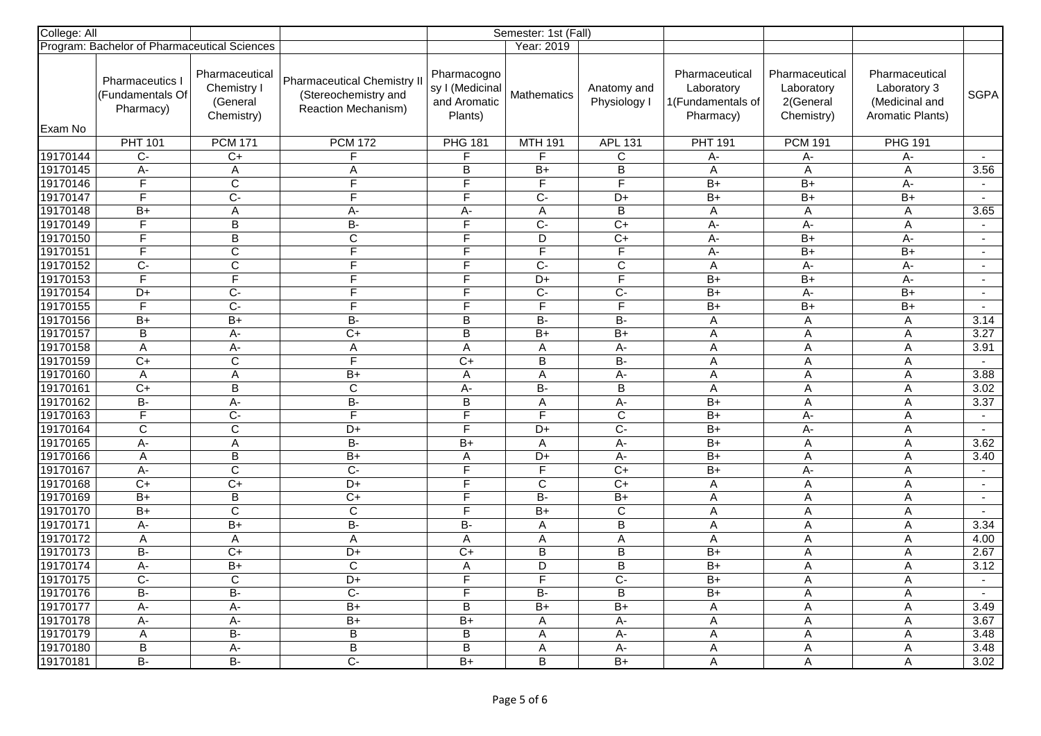| College: All | | | | Semester: 1st (Fall) | | | | | | |
|---|---|---|---|---|---|---|---|---|---|---|
| Program: Bachelor of Pharmaceutical Sciences | | | | Year: 2019 | | | | | | |
| Exam No | Pharmaceutics I (Fundamentals Of Pharmacy) | Pharmaceutical Chemistry I (General Chemistry) | Pharmaceutical Chemistry II (Stereochemistry and Reaction Mechanism) | Pharmacognosy I (Medicinal and Aromatic Plants) | Mathematics | Anatomy and Physiology I | Pharmaceutical Laboratory 1(Fundamentals of Pharmacy) | Pharmaceutical Laboratory 2(General Chemistry) | Pharmaceutical Laboratory 3 (Medicinal and Aromatic Plants) | SGPA |
| | PHT 101 | PCM 171 | PCM 172 | PHG 181 | MTH 191 | APL 131 | PHT 191 | PCM 191 | PHG 191 | |
| 19170144 | C- | C+ | F | F | F | C | A- | A- | A- | - |
| 19170145 | A- | A | A | B | B+ | B | A | A | A | 3.56 |
| 19170146 | F | C | F | F | F | F | B+ | B+ | A- | - |
| 19170147 | F | C- | F | F | C- | D+ | B+ | B+ | B+ | - |
| 19170148 | B+ | A | A- | A- | A | B | A | A | A | 3.65 |
| 19170149 | F | B | B- | F | C- | C+ | A- | A- | A | - |
| 19170150 | F | B | C | F | D | C+ | A- | B+ | A- | - |
| 19170151 | F | C | F | F | F | F | A- | B+ | B+ | - |
| 19170152 | C- | C | F | F | C- | C | A | A- | A- | - |
| 19170153 | F | F | F | F | D+ | F | B+ | B+ | A- | - |
| 19170154 | D+ | C- | F | F | C- | C- | B+ | A- | B+ | - |
| 19170155 | F | C- | F | F | F | F | B+ | B+ | B+ | - |
| 19170156 | B+ | B+ | B- | B | B- | B- | A | A | A | 3.14 |
| 19170157 | B | A- | C+ | B | B+ | B+ | A | A | A | 3.27 |
| 19170158 | A | A- | A | A | A | A- | A | A | A | 3.91 |
| 19170159 | C+ | C | F | C+ | B | B- | A | A | A | - |
| 19170160 | A | A | B+ | A | A | A- | A | A | A | 3.88 |
| 19170161 | C+ | B | C | A- | B- | B | A | A | A | 3.02 |
| 19170162 | B- | A- | B- | B | A | A- | B+ | A | A | 3.37 |
| 19170163 | F | C- | F | F | F | C | B+ | A- | A | - |
| 19170164 | C | C | D+ | F | D+ | C- | B+ | A- | A | - |
| 19170165 | A- | A | B- | B+ | A | A- | B+ | A | A | 3.62 |
| 19170166 | A | B | B+ | A | D+ | A- | B+ | A | A | 3.40 |
| 19170167 | A- | C | C- | F | F | C+ | B+ | A- | A | - |
| 19170168 | C+ | C+ | D+ | F | C | C+ | A | A | A | - |
| 19170169 | B+ | B | C+ | F | B- | B+ | A | A | A | - |
| 19170170 | B+ | C | C | F | B+ | C | A | A | A | - |
| 19170171 | A- | B+ | B- | B- | A | B | A | A | A | 3.34 |
| 19170172 | A | A | A | A | A | A | A | A | A | 4.00 |
| 19170173 | B- | C+ | D+ | C+ | B | B | B+ | A | A | 2.67 |
| 19170174 | A- | B+ | C | A | D | B | B+ | A | A | 3.12 |
| 19170175 | C- | C | D+ | F | F | C- | B+ | A | A | - |
| 19170176 | B- | B- | C- | F | B- | B | B+ | A | A | - |
| 19170177 | A- | A- | B+ | B | B+ | B+ | A | A | A | 3.49 |
| 19170178 | A- | A- | B+ | B+ | A | A- | A | A | A | 3.67 |
| 19170179 | A | B- | B | B | A | A- | A | A | A | 3.48 |
| 19170180 | B | A- | B | B | A | A- | A | A | A | 3.48 |
| 19170181 | B- | B- | C- | B+ | B | B+ | A | A | A | 3.02 |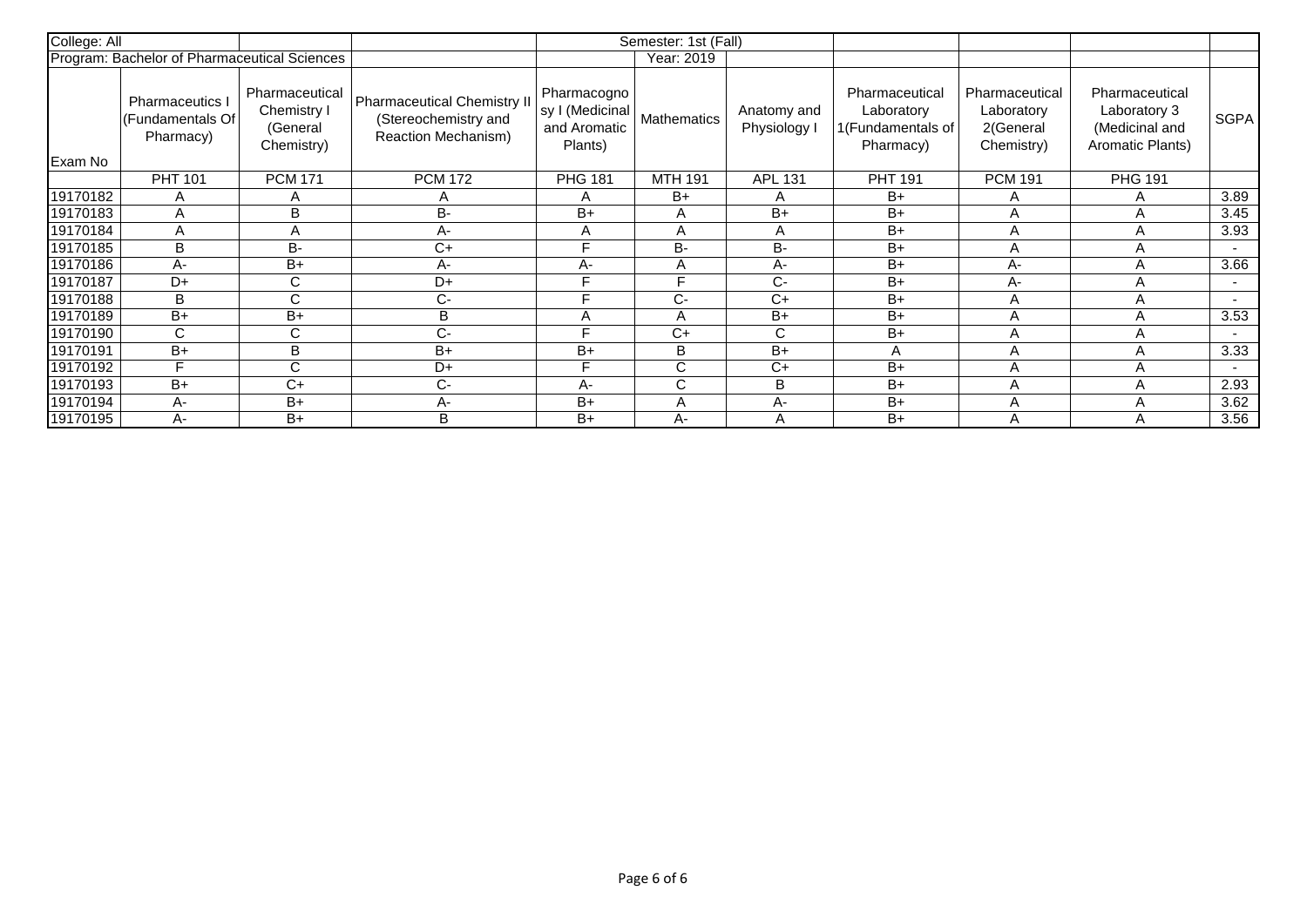| College: All | | | | Semester: 1st (Fall) | | | | | | |
|---|---|---|---|---|---|---|---|---|---|---|
| Program: Bachelor of Pharmaceutical Sciences | | | | Year: 2019 | | | | | | |
| Exam No | Pharmaceutics I (Fundamentals Of Pharmacy) | Pharmaceutical Chemistry I (General Chemistry) | Pharmaceutical Chemistry II (Stereochemistry and Reaction Mechanism) | Pharmacognosy I (Medicinal and Aromatic Plants) | Mathematics | Anatomy and Physiology I | Pharmaceutical Laboratory 1(Fundamentals of Pharmacy) | Pharmaceutical Laboratory 2(General Chemistry) | Pharmaceutical Laboratory 3 (Medicinal and Aromatic Plants) | SGPA |
| | PHT 101 | PCM 171 | PCM 172 | PHG 181 | MTH 191 | APL 131 | PHT 191 | PCM 191 | PHG 191 | |
| 19170182 | A | A | A | A | B+ | A | B+ | A | A | 3.89 |
| 19170183 | A | B | B- | B+ | A | B+ | B+ | A | A | 3.45 |
| 19170184 | A | A | A- | A | A | A | B+ | A | A | 3.93 |
| 19170185 | B | B- | C+ | F | B- | B- | B+ | A | A | - |
| 19170186 | A- | B+ | A- | A- | A | A- | B+ | A- | A | 3.66 |
| 19170187 | D+ | C | D+ | F | F | C- | B+ | A- | A | - |
| 19170188 | B | C | C- | F | C- | C+ | B+ | A | A | - |
| 19170189 | B+ | B+ | B | A | A | B+ | B+ | A | A | 3.53 |
| 19170190 | C | C | C- | F | C+ | C | B+ | A | A | - |
| 19170191 | B+ | B | B+ | B+ | B | B+ | A | A | A | 3.33 |
| 19170192 | F | C | D+ | F | C | C+ | B+ | A | A | - |
| 19170193 | B+ | C+ | C- | A- | C | B | B+ | A | A | 2.93 |
| 19170194 | A- | B+ | A- | B+ | A | A- | B+ | A | A | 3.62 |
| 19170195 | A- | B+ | B | B+ | A- | A | B+ | A | A | 3.56 |